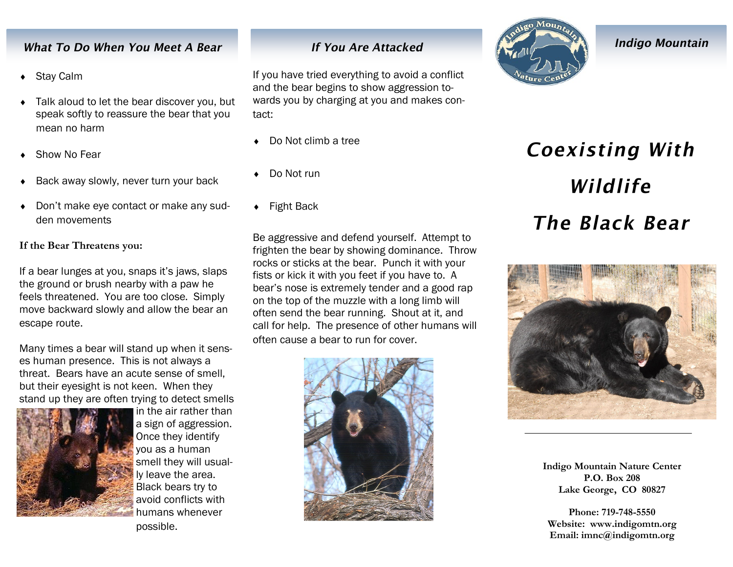## What To Do When You Meet A Bear

- Stay Calm
- Talk aloud to let the bear discover you, but speak softly to reassure the bear that you mean no harm
- Show No Fear
- Back away slowly, never turn your back
- Don't make eye contact or make any sudden movements

**If the Bear Threatens you:**

If a bear lunges at you, snaps it's jaws, slaps the ground or brush nearby with a paw he feels threatened. You are too close. Simply move backward slowly and allow the bear an escape route.

Many times a bear will stand up when it senses human presence. This is not always a threat. Bears have an acute sense of smell, but their eyesight is not keen. When they stand up they are often trying to detect smells in the air rather than a sign of aggression. Once they identify you as a human smell they will usually leave the area. Black bears try to avoid conflicts with humans whenever possible.

## If You Are Attacked

If you have tried everything to avoid a conflict and the bear begins to show aggression towards you by charging at you and makes contact:

- Do Not climb a tree
- Do Not run
- Fight Back

Be aggressive and defend yourself. Attempt to frighten the bear by showing dominance. Throw rocks or sticks at the bear. Punch it with your fists or kick it with you feet if you have to. A bear's nose is extremely tender and a good rap on the top of the muzzle with a long limb will often send the bear running. Shout at it, and call for help. The presence of other humans will often cause a bear to run for cover.

## Indigo Mountain

# Coexisting With Wildlife

# The Black Bear

**Indigo Mountain Nature Center**
**P.O. Box 208**
**Lake George, CO 80827**

**Phone: 719-748-5550**
**Website: www.indigomtn.org**
**Email: imnc@indigomtn.org**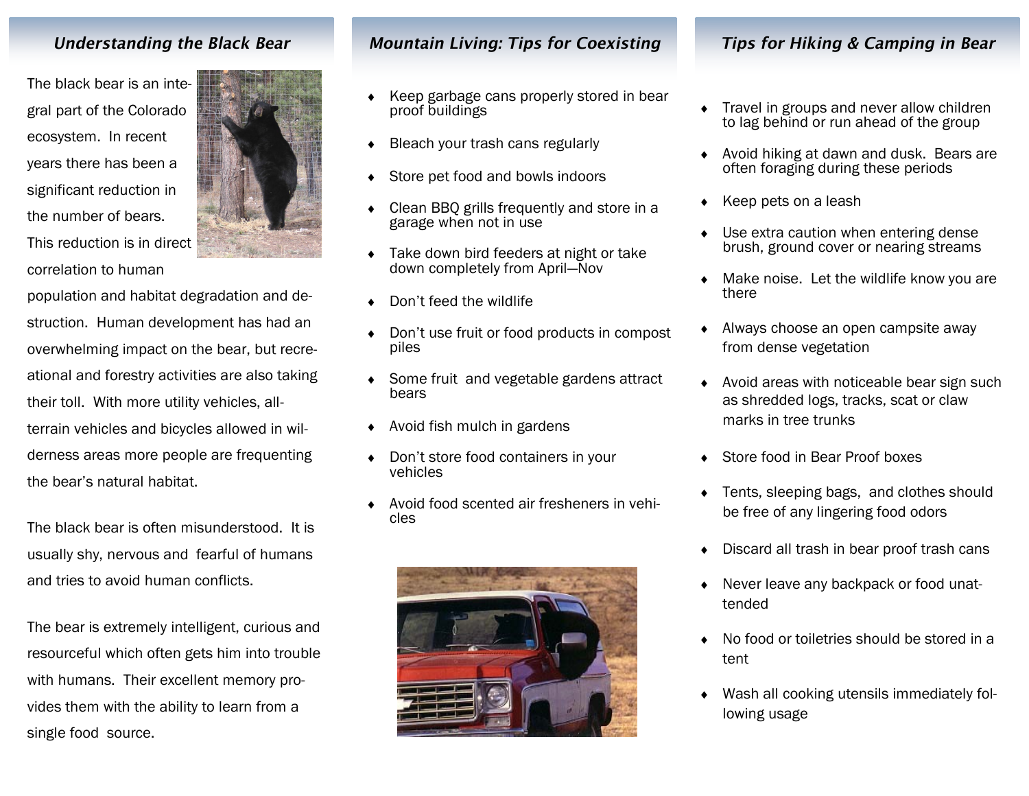## *Understanding the Black Bear*

The black bear is an integral part of the Colorado ecosystem. In recent years there has been a significant reduction in the number of bears. This reduction is in direct correlation to human population and habitat degradation and destruction. Human development has had an overwhelming impact on the bear, but recreational and forestry activities are also taking their toll. With more utility vehicles, all-terrain vehicles and bicycles allowed in wilderness areas more people are frequenting the bear's natural habitat.

The black bear is often misunderstood. It is usually shy, nervous and fearful of humans and tries to avoid human conflicts.

The bear is extremely intelligent, curious and resourceful which often gets him into trouble with humans. Their excellent memory provides them with the ability to learn from a single food source.

## *Mountain Living: Tips for Coexisting*

- Keep garbage cans properly stored in bear proof buildings
- Bleach your trash cans regularly
- Store pet food and bowls indoors
- Clean BBQ grills frequently and store in a garage when not in use
- Take down bird feeders at night or take down completely from April—Nov
- Don't feed the wildlife
- Don't use fruit or food products in compost piles
- Some fruit and vegetable gardens attract bears
- Avoid fish mulch in gardens
- Don't store food containers in your vehicles
- Avoid food scented air fresheners in vehicles

## *Tips for Hiking & Camping in Bear*

- Travel in groups and never allow children to lag behind or run ahead of the group
- Avoid hiking at dawn and dusk. Bears are often foraging during these periods
- Keep pets on a leash
- Use extra caution when entering dense brush, ground cover or nearing streams
- Make noise. Let the wildlife know you are there
- Always choose an open campsite away from dense vegetation
- Avoid areas with noticeable bear sign such as shredded logs, tracks, scat or claw marks in tree trunks
- Store food in Bear Proof boxes
- Tents, sleeping bags, and clothes should be free of any lingering food odors
- Discard all trash in bear proof trash cans
- Never leave any backpack or food unattended
- No food or toiletries should be stored in a tent
- Wash all cooking utensils immediately following usage